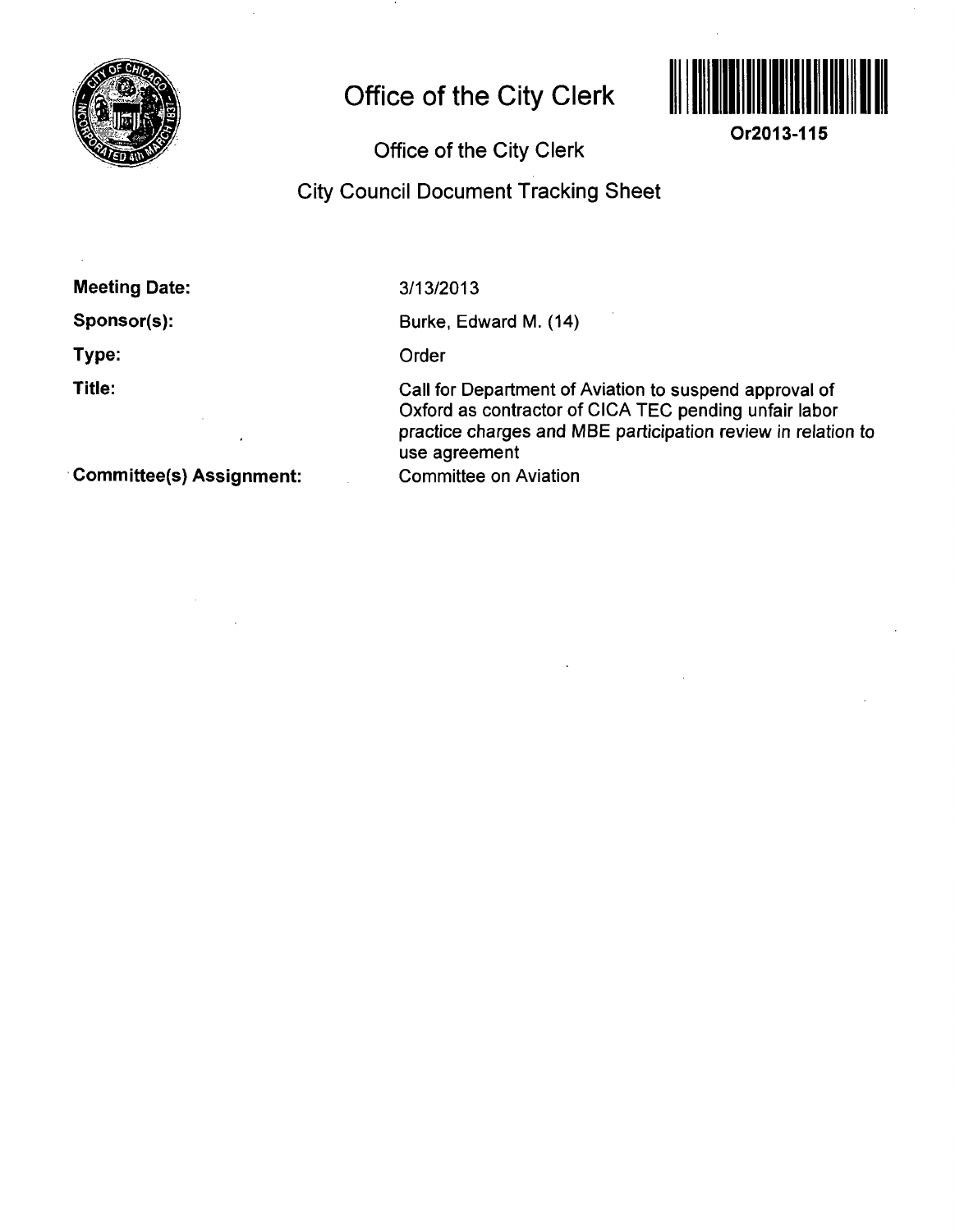# Office of the City Clerk

**Or2013-115**

## Office of the City Clerk

## City Council Document Tracking Sheet

**Meeting Date:** 3/13/2013

**Sponsor(s):** Burke, Edward M. (14)

**Type:** Order

**Title:** Call for Department of Aviation to suspend approval of Oxford as contractor of CICA TEC pending unfair labor practice charges and MBE participation review in relation to use agreement

**Committee(s) Assignment:** Committee on Aviation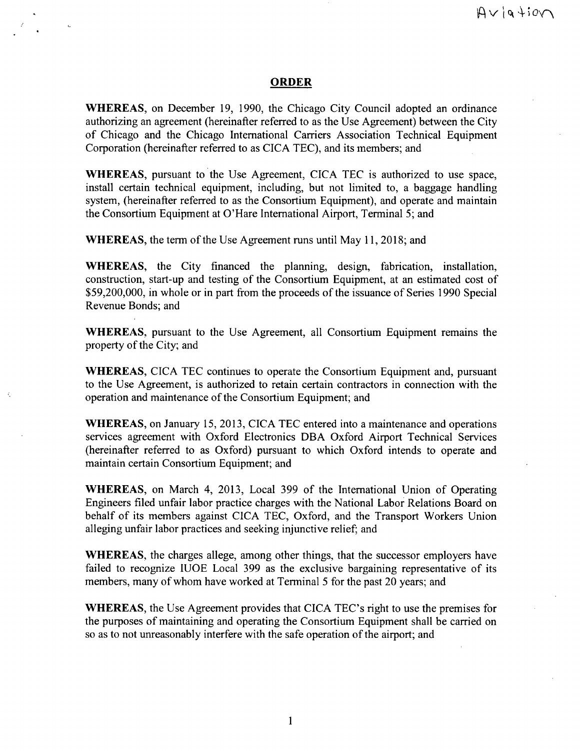Aviation

# ORDER

**WHEREAS**, on December 19, 1990, the Chicago City Council adopted an ordinance authorizing an agreement (hereinafter referred to as the Use Agreement) between the City of Chicago and the Chicago International Carriers Association Technical Equipment Corporation (hereinafter referred to as CICA TEC), and its members; and

**WHEREAS**, pursuant to the Use Agreement, CICA TEC is authorized to use space, install certain technical equipment, including, but not limited to, a baggage handling system, (hereinafter referred to as the Consortium Equipment), and operate and maintain the Consortium Equipment at O'Hare International Airport, Terminal 5; and

**WHEREAS**, the term of the Use Agreement runs until May 11, 2018; and

**WHEREAS**, the City financed the planning, design, fabrication, installation, construction, start-up and testing of the Consortium Equipment, at an estimated cost of $59,200,000, in whole or in part from the proceeds of the issuance of Series 1990 Special Revenue Bonds; and

**WHEREAS**, pursuant to the Use Agreement, all Consortium Equipment remains the property of the City; and

**WHEREAS**, CICA TEC continues to operate the Consortium Equipment and, pursuant to the Use Agreement, is authorized to retain certain contractors in connection with the operation and maintenance of the Consortium Equipment; and

**WHEREAS**, on January 15, 2013, CICA TEC entered into a maintenance and operations services agreement with Oxford Electronics DBA Oxford Airport Technical Services (hereinafter referred to as Oxford) pursuant to which Oxford intends to operate and maintain certain Consortium Equipment; and

**WHEREAS**, on March 4, 2013, Local 399 of the International Union of Operating Engineers filed unfair labor practice charges with the National Labor Relations Board on behalf of its members against CICA TEC, Oxford, and the Transport Workers Union alleging unfair labor practices and seeking injunctive relief; and

**WHEREAS**, the charges allege, among other things, that the successor employers have failed to recognize IUOE Local 399 as the exclusive bargaining representative of its members, many of whom have worked at Terminal 5 for the past 20 years; and

**WHEREAS**, the Use Agreement provides that CICA TEC's right to use the premises for the purposes of maintaining and operating the Consortium Equipment shall be carried on so as to not unreasonably interfere with the safe operation of the airport; and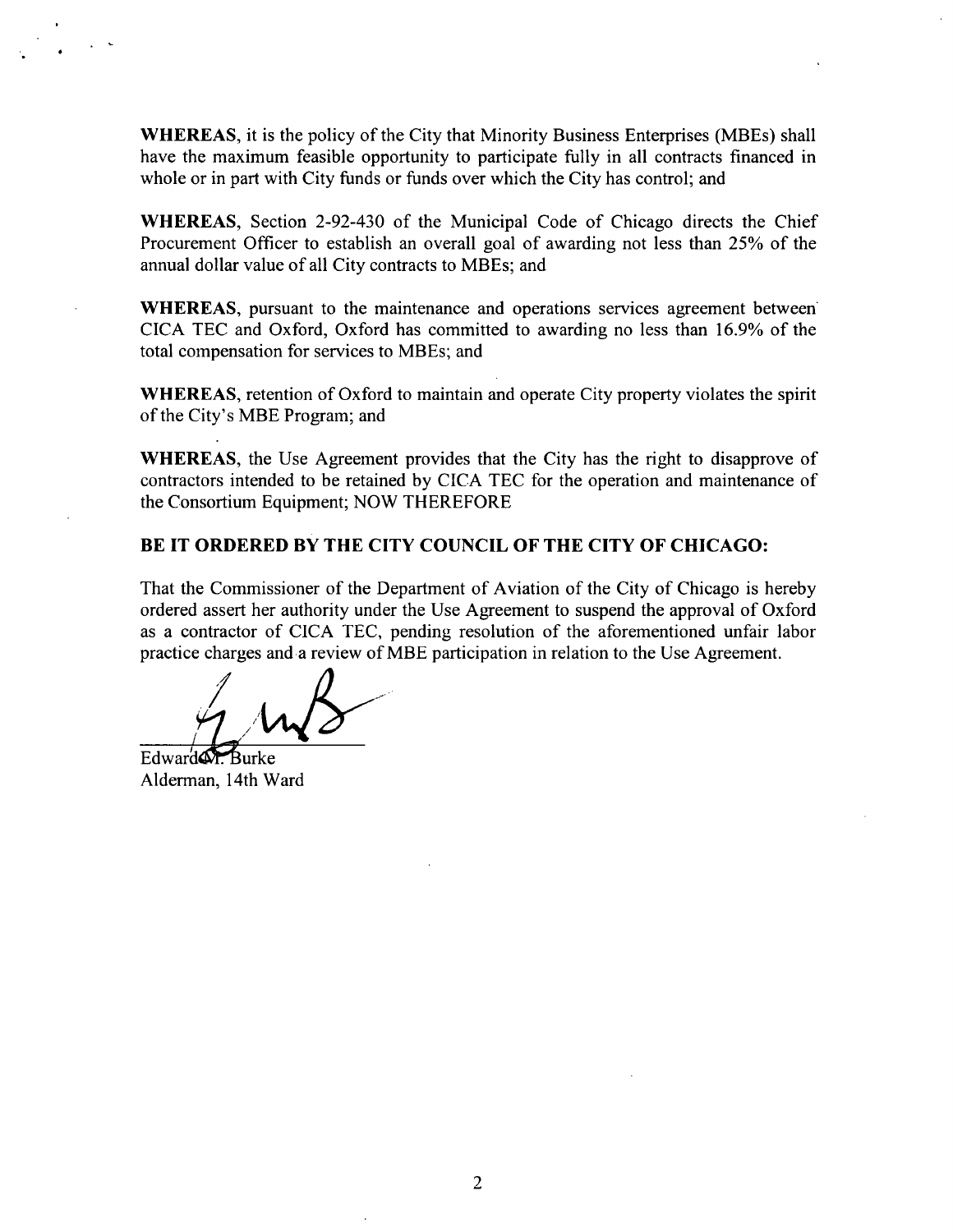**WHEREAS**, it is the policy of the City that Minority Business Enterprises (MBEs) shall have the maximum feasible opportunity to participate fully in all contracts financed in whole or in part with City funds or funds over which the City has control; and

**WHEREAS**, Section 2-92-430 of the Municipal Code of Chicago directs the Chief Procurement Officer to establish an overall goal of awarding not less than 25% of the annual dollar value of all City contracts to MBEs; and

**WHEREAS**, pursuant to the maintenance and operations services agreement between CICA TEC and Oxford, Oxford has committed to awarding no less than 16.9% of the total compensation for services to MBEs; and

**WHEREAS**, retention of Oxford to maintain and operate City property violates the spirit of the City's MBE Program; and

**WHEREAS**, the Use Agreement provides that the City has the right to disapprove of contractors intended to be retained by CICA TEC for the operation and maintenance of the Consortium Equipment; NOW THEREFORE

**BE IT ORDERED BY THE CITY COUNCIL OF THE CITY OF CHICAGO:**

That the Commissioner of the Department of Aviation of the City of Chicago is hereby ordered assert her authority under the Use Agreement to suspend the approval of Oxford as a contractor of CICA TEC, pending resolution of the aforementioned unfair labor practice charges and a review of MBE participation in relation to the Use Agreement.

Edward M. Burke
Alderman, 14th Ward